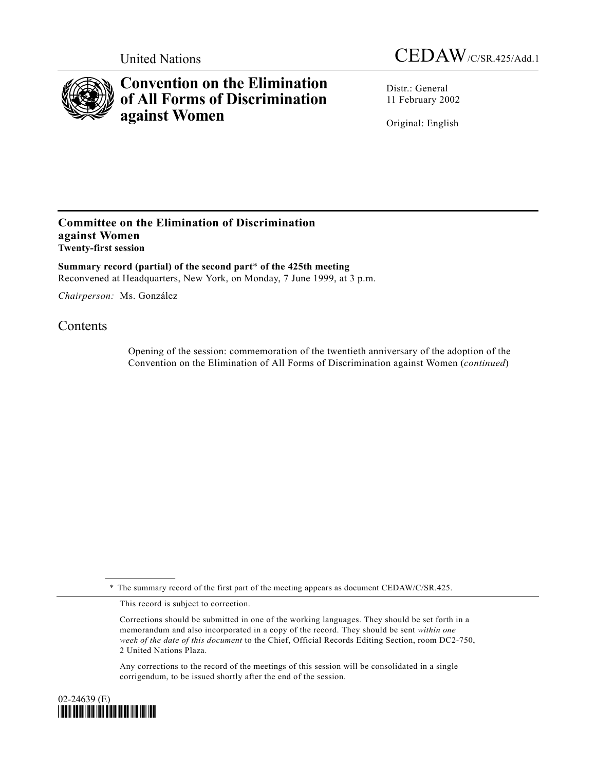United Nations

CEDAW/C/SR.425/Add.1

# Convention on the Elimination of All Forms of Discrimination against Women

Distr.: General
11 February 2002

Original: English

---

## Committee on the Elimination of Discrimination against Women
**Twenty-first session**

**Summary record (partial) of the second part* of the 425th meeting**
Reconvened at Headquarters, New York, on Monday, 7 June 1999, at 3 p.m.

*Chairperson:* Ms. González

## Contents

Opening of the session: commemoration of the twentieth anniversary of the adoption of the Convention on the Elimination of All Forms of Discrimination against Women (*continued*)

---

\* The summary record of the first part of the meeting appears as document CEDAW/C/SR.425.

This record is subject to correction.

Corrections should be submitted in one of the working languages. They should be set forth in a memorandum and also incorporated in a copy of the record. They should be sent *within one week of the date of this document* to the Chief, Official Records Editing Section, room DC2-750, 2 United Nations Plaza.

Any corrections to the record of the meetings of this session will be consolidated in a single corrigendum, to be issued shortly after the end of the session.

02-24639 (E)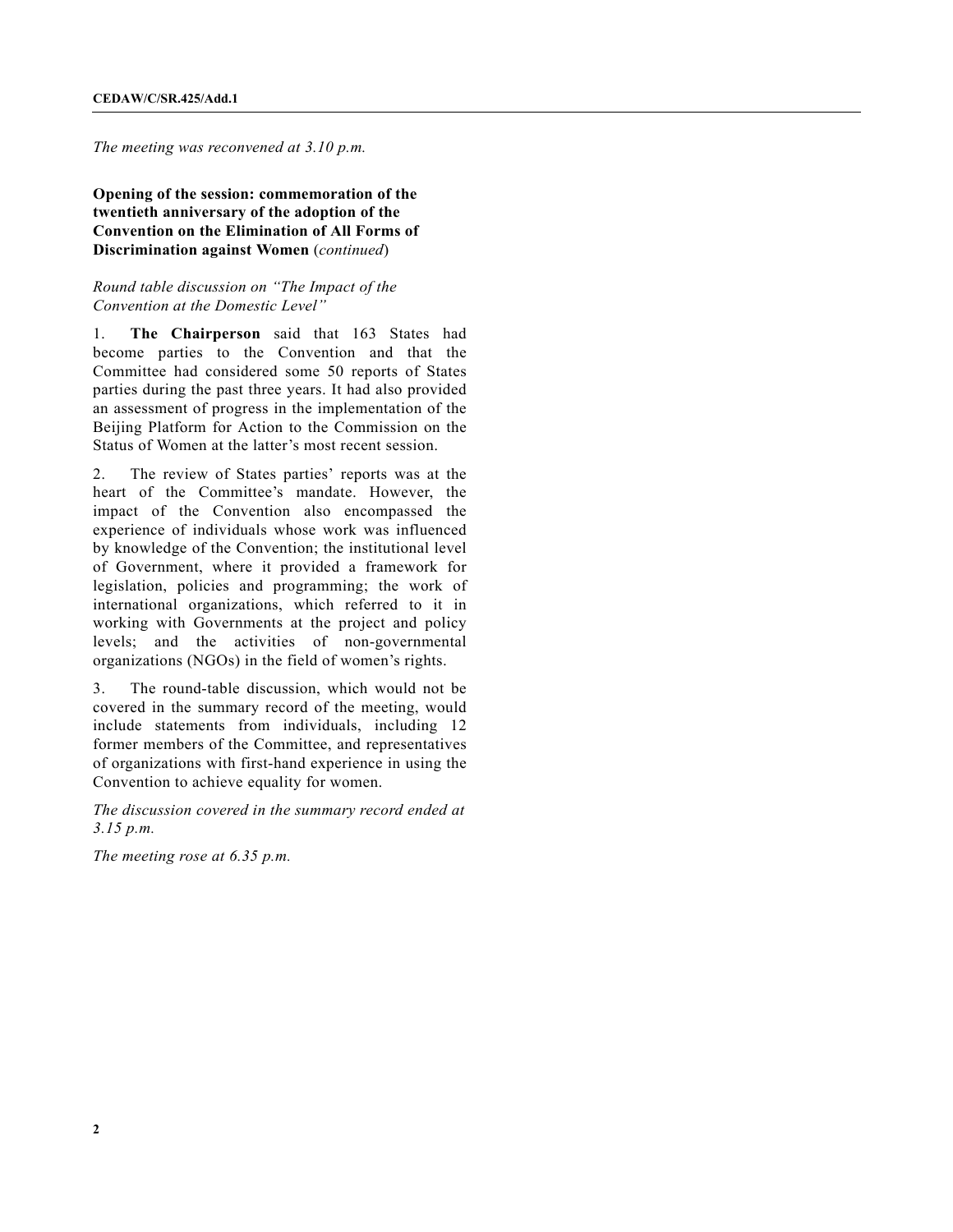*The meeting was reconvened at 3.10 p.m.*

**Opening of the session: commemoration of the twentieth anniversary of the adoption of the Convention on the Elimination of All Forms of Discrimination against Women** (*continued*)

*Round table discussion on "The Impact of the Convention at the Domestic Level"*

1. **The Chairperson** said that 163 States had become parties to the Convention and that the Committee had considered some 50 reports of States parties during the past three years. It had also provided an assessment of progress in the implementation of the Beijing Platform for Action to the Commission on the Status of Women at the latter's most recent session.

2. The review of States parties' reports was at the heart of the Committee's mandate. However, the impact of the Convention also encompassed the experience of individuals whose work was influenced by knowledge of the Convention; the institutional level of Government, where it provided a framework for legislation, policies and programming; the work of international organizations, which referred to it in working with Governments at the project and policy levels; and the activities of non-governmental organizations (NGOs) in the field of women's rights.

3. The round-table discussion, which would not be covered in the summary record of the meeting, would include statements from individuals, including 12 former members of the Committee, and representatives of organizations with first-hand experience in using the Convention to achieve equality for women.

*The discussion covered in the summary record ended at 3.15 p.m.*

*The meeting rose at 6.35 p.m.*